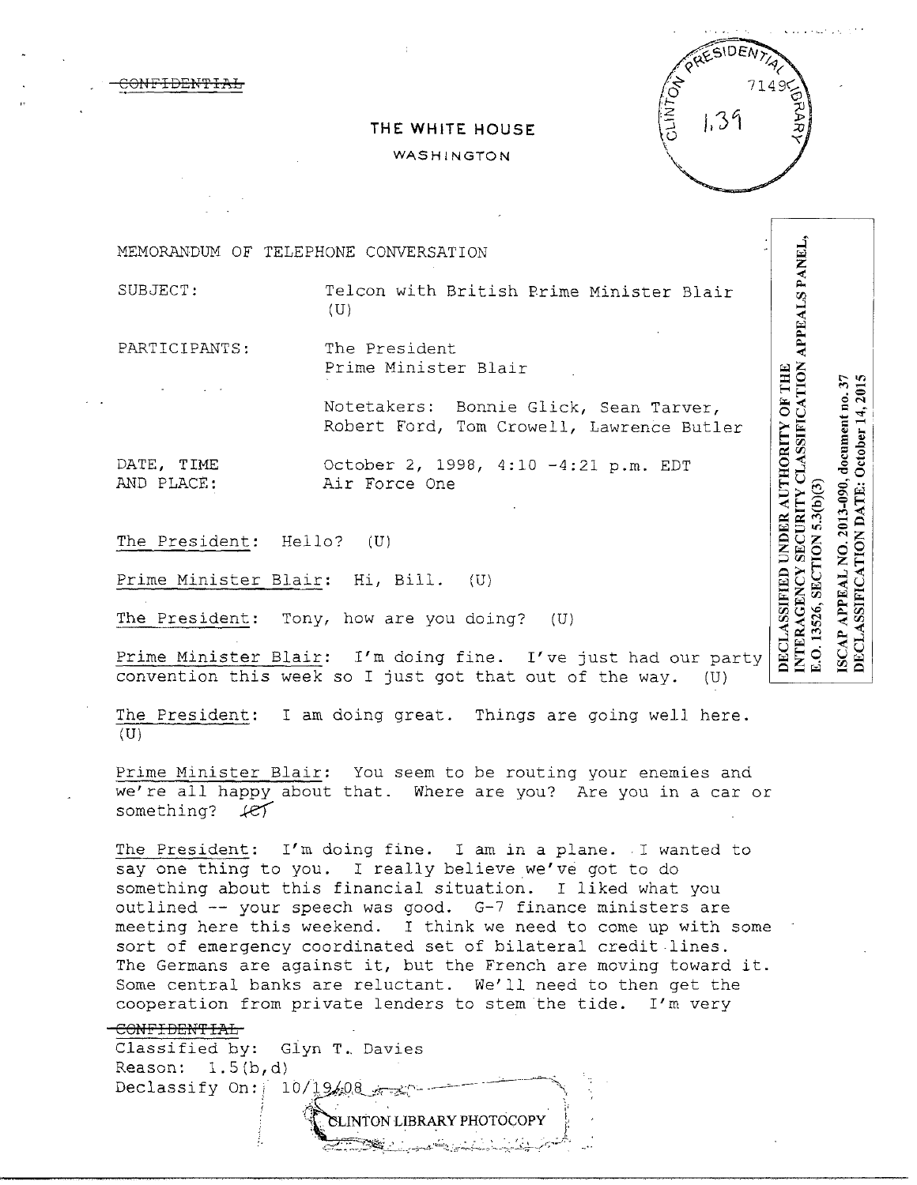~~CONFIDENTIAL~~

THE WHITE HOUSE

WASHINGTON

PRESIDENTIAL CLINTON LIBRARY 7149 1.39

DECLASSIFIED UNDER AUTHORITY OF THE INTERAGENCY SECURITY CLASSIFICATION APPEALS PANEL, E.O. 13526, SECTION 5.3(b)(3)

ISCAP APPEAL NO. 2013-090, document no. 37
DECLASSIFICATION DATE: October 14, 2015

MEMORANDUM OF TELEPHONE CONVERSATION

SUBJECT: Telcon with British Prime Minister Blair (U)

PARTICIPANTS: The President
Prime Minister Blair

Notetakers: Bonnie Glick, Sean Tarver, Robert Ford, Tom Crowell, Lawrence Butler

DATE, TIME AND PLACE: October 2, 1998, 4:10 -4:21 p.m. EDT
Air Force One

The President: Hello? (U)

Prime Minister Blair: Hi, Bill. (U)

The President: Tony, how are you doing? (U)

Prime Minister Blair: I'm doing fine. I've just had our party convention this week so I just got that out of the way. (U)

The President: I am doing great. Things are going well here. (U)

Prime Minister Blair: You seem to be routing your enemies and we're all happy about that. Where are you? Are you in a car or something? ~~(C)~~

The President: I'm doing fine. I am in a plane. I wanted to say one thing to you. I really believe we've got to do something about this financial situation. I liked what you outlined -- your speech was good. G-7 finance ministers are meeting here this weekend. I think we need to come up with some sort of emergency coordinated set of bilateral credit lines. The Germans are against it, but the French are moving toward it. Some central banks are reluctant. We'll need to then get the cooperation from private lenders to stem the tide. I'm very

~~CONFIDENTIAL~~
Classified by: Glyn T. Davies
Reason: 1.5(b,d)
Declassify On: 10/19/08

CLINTON LIBRARY PHOTOCOPY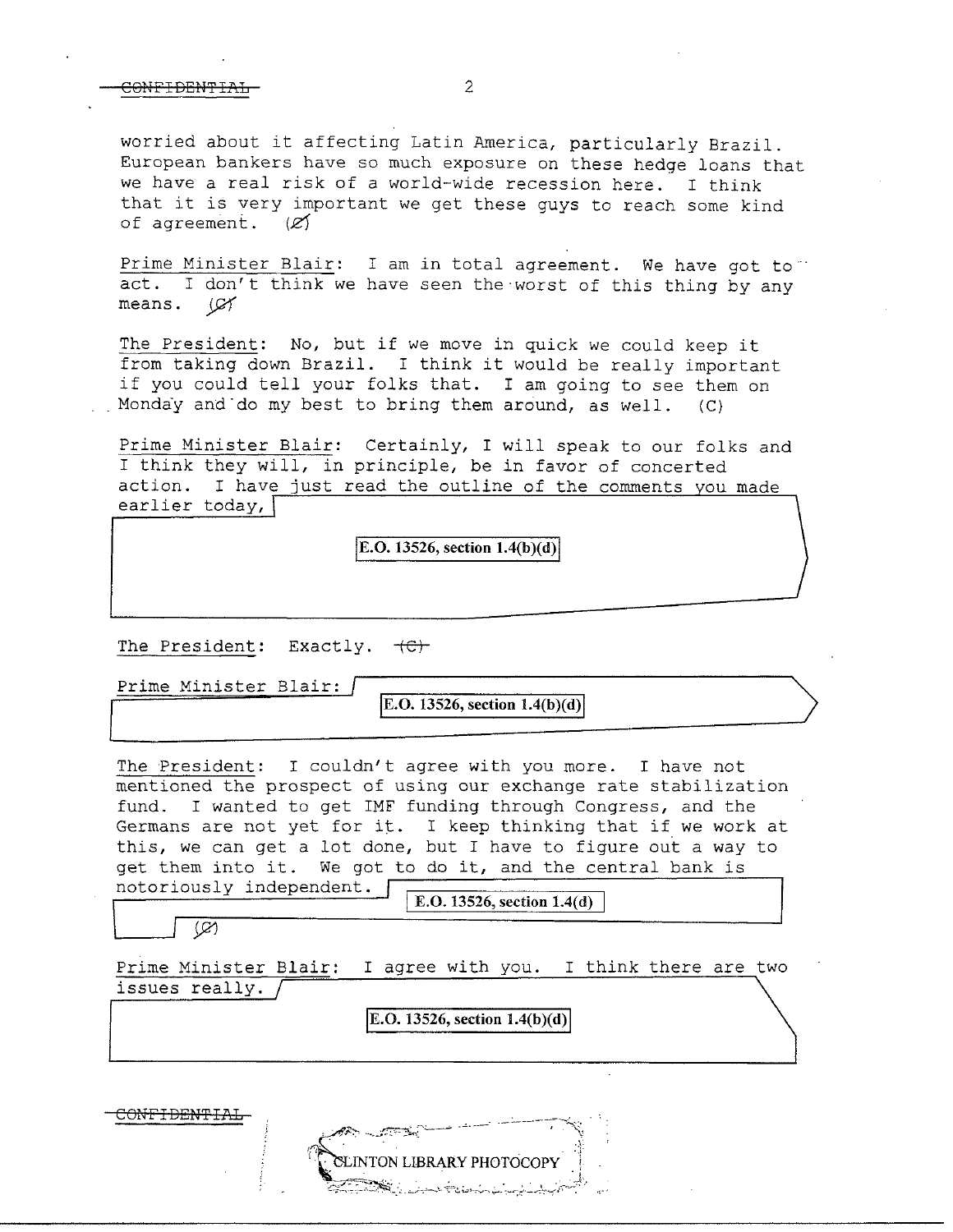worried about it affecting Latin America, particularly Brazil. European bankers have so much exposure on these hedge loans that we have a real risk of a world-wide recession here. I think that it is very important we get these guys to reach some kind of agreement. (C)

Prime Minister Blair: I am in total agreement. We have got to act. I don't think we have seen the worst of this thing by any means. (C)

The President: No, but if we move in quick we could keep it from taking down Brazil. I think it would be really important if you could tell your folks that. I am going to see them on Monday and do my best to bring them around, as well. (C)

Prime Minister Blair: Certainly, I will speak to our folks and I think they will, in principle, be in favor of concerted action. I have just read the outline of the comments you made earlier today,

E.O. 13526, section 1.4(b)(d)

The President: Exactly. (C)

Prime Minister Blair:

E.O. 13526, section 1.4(b)(d)

The President: I couldn't agree with you more. I have not mentioned the prospect of using our exchange rate stabilization fund. I wanted to get IMF funding through Congress, and the Germans are not yet for it. I keep thinking that if we work at this, we can get a lot done, but I have to figure out a way to get them into it. We got to do it, and the central bank is notoriously independent.

E.O. 13526, section 1.4(d)

(C)

Prime Minister Blair: I agree with you. I think there are two issues really.

E.O. 13526, section 1.4(b)(d)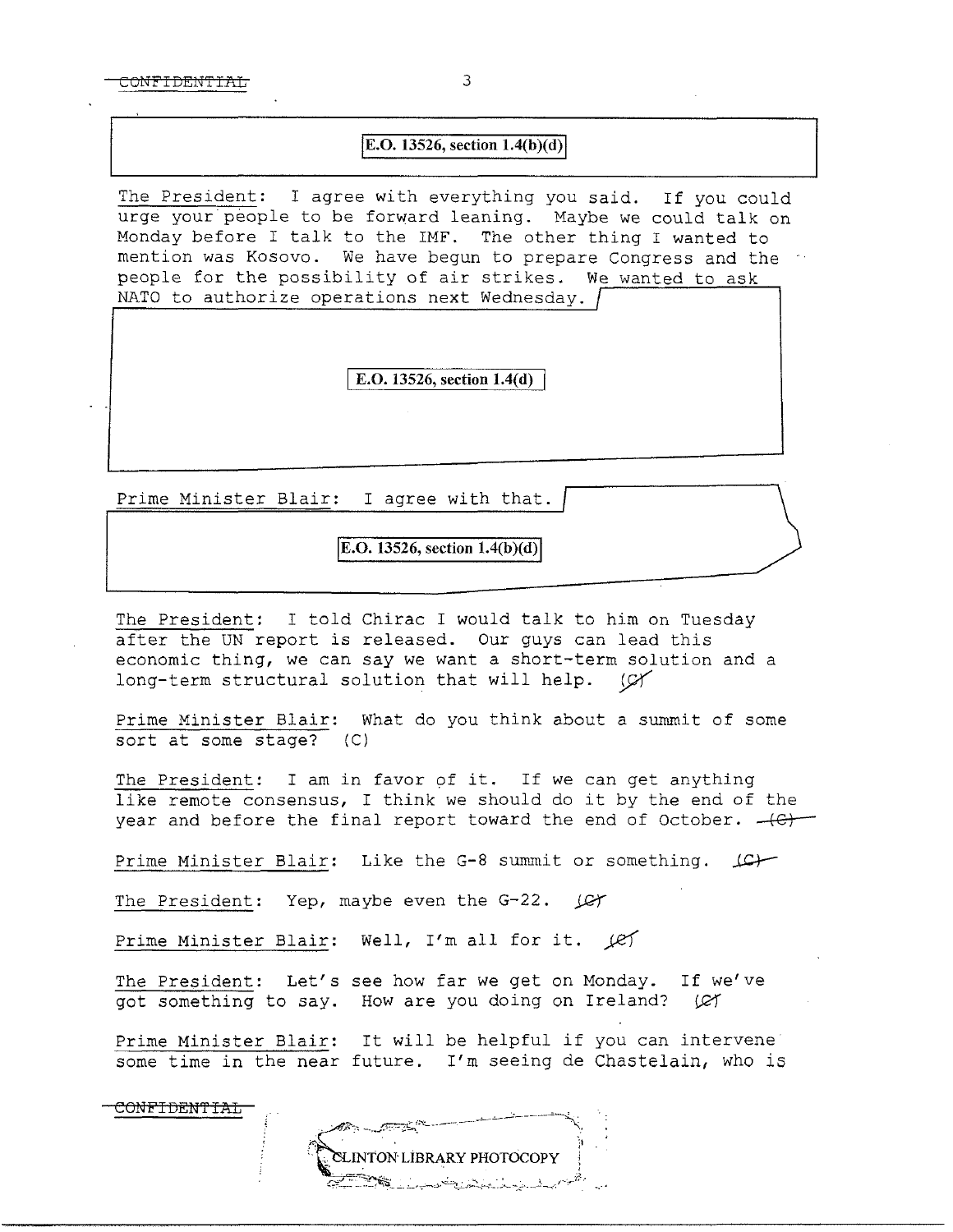CONFIDENTIAL

E.O. 13526, section 1.4(b)(d)

The President: I agree with everything you said. If you could urge your people to be forward leaning. Maybe we could talk on Monday before I talk to the IMF. The other thing I wanted to mention was Kosovo. We have begun to prepare Congress and the people for the possibility of air strikes. We wanted to ask NATO to authorize operations next Wednesday.

E.O. 13526, section 1.4(d)

Prime Minister Blair: I agree with that.

E.O. 13526, section 1.4(b)(d)

The President: I told Chirac I would talk to him on Tuesday after the UN report is released. Our guys can lead this economic thing, we can say we want a short-term solution and a long-term structural solution that will help. (C)

Prime Minister Blair: What do you think about a summit of some sort at some stage? (C)

The President: I am in favor of it. If we can get anything like remote consensus, I think we should do it by the end of the year and before the final report toward the end of October. (C)

Prime Minister Blair: Like the G-8 summit or something. (C)

The President: Yep, maybe even the G-22. (C)

Prime Minister Blair: Well, I'm all for it. (C)

The President: Let's see how far we get on Monday. If we've got something to say. How are you doing on Ireland? (C)

Prime Minister Blair: It will be helpful if you can intervene some time in the near future. I'm seeing de Chastelain, who is

CONFIDENTIAL

CLINTON LIBRARY PHOTOCOPY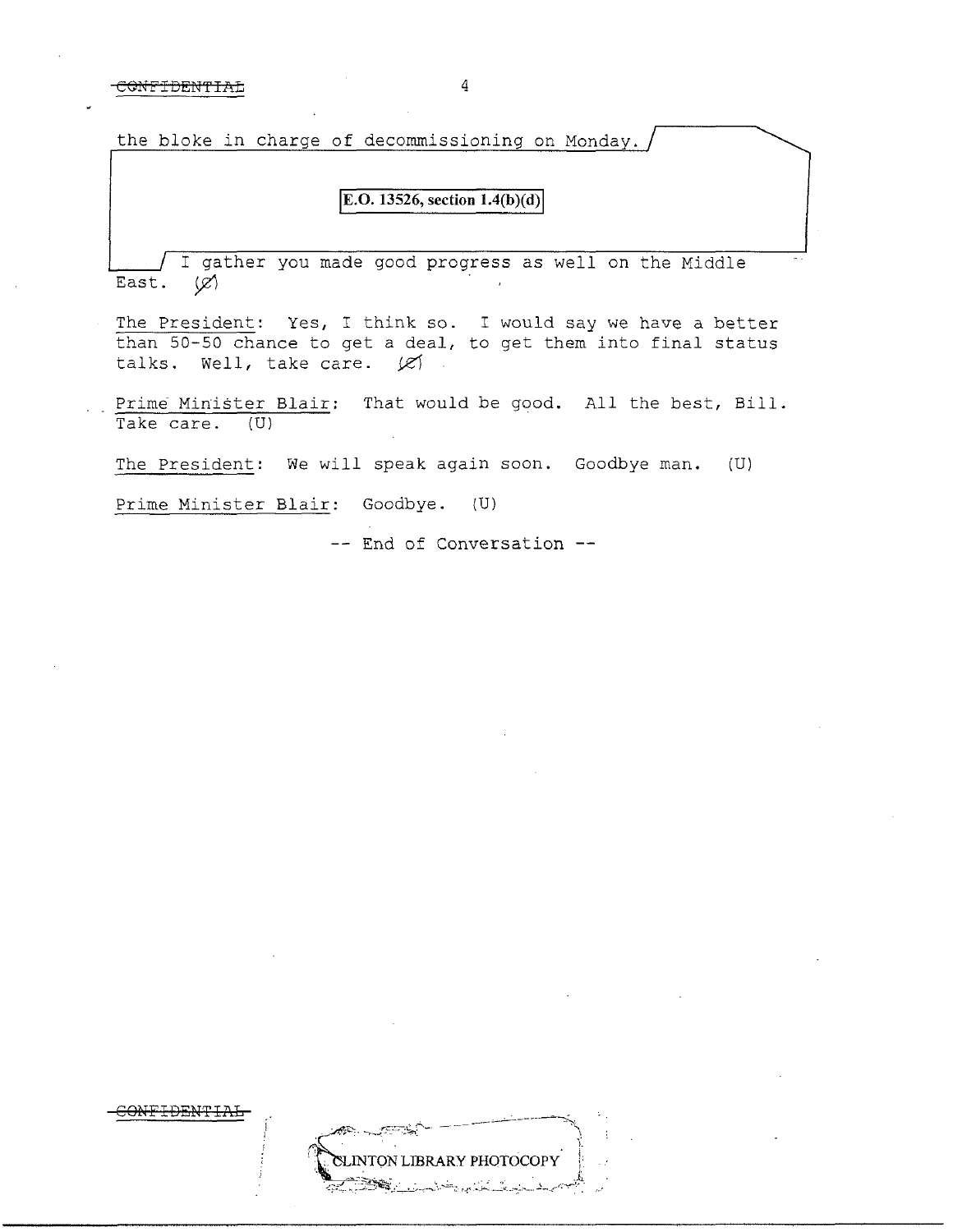the bloke in charge of decommissioning on Monday.

**E.O. 13526, section 1.4(b)(d)**

I gather you made good progress as well on the Middle East. (∅)

The President: Yes, I think so. I would say we have a better than 50-50 chance to get a deal, to get them into final status talks. Well, take care. (∅)

Prime Minister Blair: That would be good. All the best, Bill. Take care. (U)

The President: We will speak again soon. Goodbye man. (U)

Prime Minister Blair: Goodbye. (U)

-- End of Conversation --

CONFIDENTIAL

CLINTON LIBRARY PHOTOCOPY